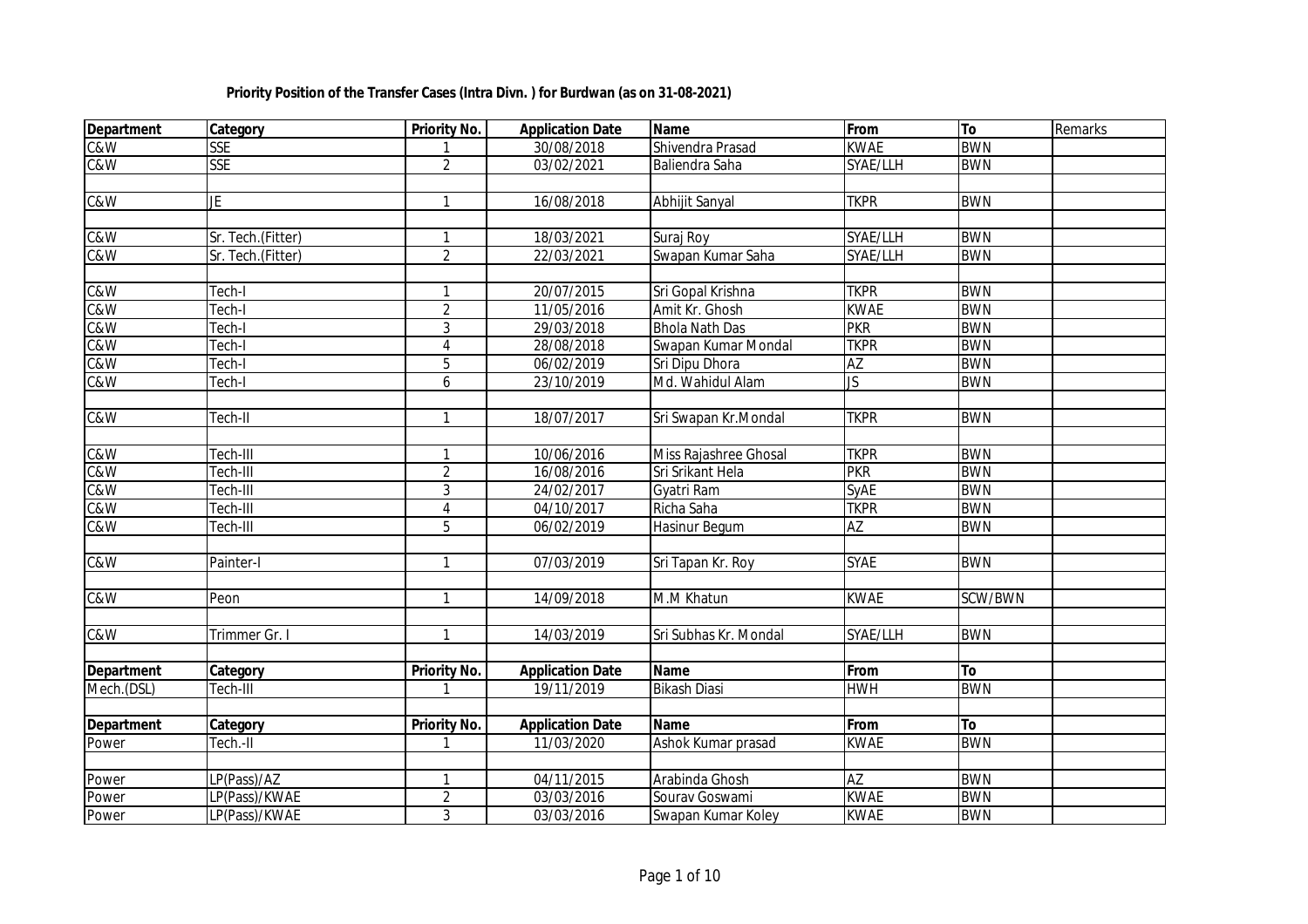**Priority Position of the Transfer Cases (Intra Divn. ) for Burdwan (as on 31-08-2021)**

| Department | Category | Priority No. | Application Date | Name | From | To | Remarks |
|---|---|---|---|---|---|---|---|
| C&W | SSE | 1 | 30/08/2018 | Shivendra Prasad | KWAE | BWN | |
| C&W | SSE | 2 | 03/02/2021 | Baliendra Saha | SYAE/LLH | BWN | |
| | | | | | | | |
| C&W | JE | 1 | 16/08/2018 | Abhijit Sanyal | TKPR | BWN | |
| | | | | | | | |
| C&W | Sr. Tech.(Fitter) | 1 | 18/03/2021 | Suraj Roy | SYAE/LLH | BWN | |
| C&W | Sr. Tech.(Fitter) | 2 | 22/03/2021 | Swapan Kumar Saha | SYAE/LLH | BWN | |
| | | | | | | | |
| C&W | Tech-I | 1 | 20/07/2015 | Sri Gopal Krishna | TKPR | BWN | |
| C&W | Tech-I | 2 | 11/05/2016 | Amit Kr. Ghosh | KWAE | BWN | |
| C&W | Tech-I | 3 | 29/03/2018 | Bhola Nath Das | PKR | BWN | |
| C&W | Tech-I | 4 | 28/08/2018 | Swapan Kumar Mondal | TKPR | BWN | |
| C&W | Tech-I | 5 | 06/02/2019 | Sri Dipu Dhora | AZ | BWN | |
| C&W | Tech-I | 6 | 23/10/2019 | Md. Wahidul Alam | JS | BWN | |
| | | | | | | | |
| C&W | Tech-II | 1 | 18/07/2017 | Sri Swapan Kr.Mondal | TKPR | BWN | |
| | | | | | | | |
| C&W | Tech-III | 1 | 10/06/2016 | Miss Rajashree Ghosal | TKPR | BWN | |
| C&W | Tech-III | 2 | 16/08/2016 | Sri Srikant Hela | PKR | BWN | |
| C&W | Tech-III | 3 | 24/02/2017 | Gyatri Ram | SyAE | BWN | |
| C&W | Tech-III | 4 | 04/10/2017 | Richa Saha | TKPR | BWN | |
| C&W | Tech-III | 5 | 06/02/2019 | Hasinur Begum | AZ | BWN | |
| | | | | | | | |
| C&W | Painter-I | 1 | 07/03/2019 | Sri Tapan Kr. Roy | SYAE | BWN | |
| | | | | | | | |
| C&W | Peon | 1 | 14/09/2018 | M.M Khatun | KWAE | SCW/BWN | |
| | | | | | | | |
| C&W | Trimmer Gr. I | 1 | 14/03/2019 | Sri Subhas Kr. Mondal | SYAE/LLH | BWN | |
| | | | | | | | |
| **Department** | **Category** | **Priority No.** | **Application Date** | **Name** | **From** | **To** | |
| Mech.(DSL) | Tech-III | 1 | 19/11/2019 | Bikash Diasi | HWH | BWN | |
| | | | | | | | |
| **Department** | **Category** | **Priority No.** | **Application Date** | **Name** | **From** | **To** | |
| Power | Tech.-II | 1 | 11/03/2020 | Ashok Kumar prasad | KWAE | BWN | |
| | | | | | | | |
| Power | LP(Pass)/AZ | 1 | 04/11/2015 | Arabinda Ghosh | AZ | BWN | |
| Power | LP(Pass)/KWAE | 2 | 03/03/2016 | Sourav Goswami | KWAE | BWN | |
| Power | LP(Pass)/KWAE | 3 | 03/03/2016 | Swapan Kumar Koley | KWAE | BWN | |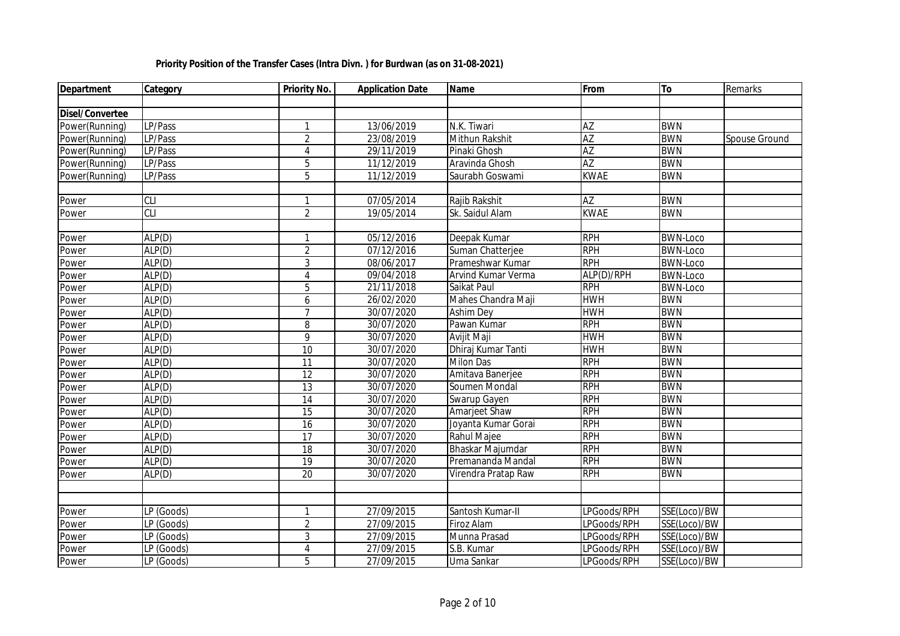**Priority Position of the Transfer Cases (Intra Divn. ) for Burdwan (as on 31-08-2021)**

| Department | Category | Priority No. | Application Date | Name | From | To | Remarks |
|---|---|---|---|---|---|---|---|
| | | | | | | | |
| Disel/Convertee | | | | | | | |
| Power(Running) | LP/Pass | 1 | 13/06/2019 | N.K. Tiwari | AZ | BWN | |
| Power(Running) | LP/Pass | 2 | 23/08/2019 | Mithun Rakshit | AZ | BWN | Spouse Ground |
| Power(Running) | LP/Pass | 4 | 29/11/2019 | Pinaki Ghosh | AZ | BWN | |
| Power(Running) | LP/Pass | 5 | 11/12/2019 | Aravinda Ghosh | AZ | BWN | |
| Power(Running) | LP/Pass | 5 | 11/12/2019 | Saurabh Goswami | KWAE | BWN | |
| | | | | | | | |
| Power | CLI | 1 | 07/05/2014 | Rajib Rakshit | AZ | BWN | |
| Power | CLI | 2 | 19/05/2014 | Sk. Saidul Alam | KWAE | BWN | |
| | | | | | | | |
| Power | ALP(D) | 1 | 05/12/2016 | Deepak Kumar | RPH | BWN-Loco | |
| Power | ALP(D) | 2 | 07/12/2016 | Suman Chatterjee | RPH | BWN-Loco | |
| Power | ALP(D) | 3 | 08/06/2017 | Prameshwar Kumar | RPH | BWN-Loco | |
| Power | ALP(D) | 4 | 09/04/2018 | Arvind Kumar Verma | ALP(D)/RPH | BWN-Loco | |
| Power | ALP(D) | 5 | 21/11/2018 | Saikat Paul | RPH | BWN-Loco | |
| Power | ALP(D) | 6 | 26/02/2020 | Mahes Chandra Maji | HWH | BWN | |
| Power | ALP(D) | 7 | 30/07/2020 | Ashim Dey | HWH | BWN | |
| Power | ALP(D) | 8 | 30/07/2020 | Pawan Kumar | RPH | BWN | |
| Power | ALP(D) | 9 | 30/07/2020 | Avijit Maji | HWH | BWN | |
| Power | ALP(D) | 10 | 30/07/2020 | Dhiraj Kumar Tanti | HWH | BWN | |
| Power | ALP(D) | 11 | 30/07/2020 | Milon Das | RPH | BWN | |
| Power | ALP(D) | 12 | 30/07/2020 | Amitava Banerjee | RPH | BWN | |
| Power | ALP(D) | 13 | 30/07/2020 | Soumen Mondal | RPH | BWN | |
| Power | ALP(D) | 14 | 30/07/2020 | Swarup Gayen | RPH | BWN | |
| Power | ALP(D) | 15 | 30/07/2020 | Amarjeet Shaw | RPH | BWN | |
| Power | ALP(D) | 16 | 30/07/2020 | Joyanta Kumar Gorai | RPH | BWN | |
| Power | ALP(D) | 17 | 30/07/2020 | Rahul Majee | RPH | BWN | |
| Power | ALP(D) | 18 | 30/07/2020 | Bhaskar Majumdar | RPH | BWN | |
| Power | ALP(D) | 19 | 30/07/2020 | Premananda Mandal | RPH | BWN | |
| Power | ALP(D) | 20 | 30/07/2020 | Virendra Pratap Raw | RPH | BWN | |
| | | | | | | | |
| | | | | | | | |
| Power | LP (Goods) | 1 | 27/09/2015 | Santosh Kumar-II | LPGoods/RPH | SSE(Loco)/BW | |
| Power | LP (Goods) | 2 | 27/09/2015 | Firoz Alam | LPGoods/RPH | SSE(Loco)/BW | |
| Power | LP (Goods) | 3 | 27/09/2015 | Munna Prasad | LPGoods/RPH | SSE(Loco)/BW | |
| Power | LP (Goods) | 4 | 27/09/2015 | S.B. Kumar | LPGoods/RPH | SSE(Loco)/BW | |
| Power | LP (Goods) | 5 | 27/09/2015 | Uma Sankar | LPGoods/RPH | SSE(Loco)/BW | |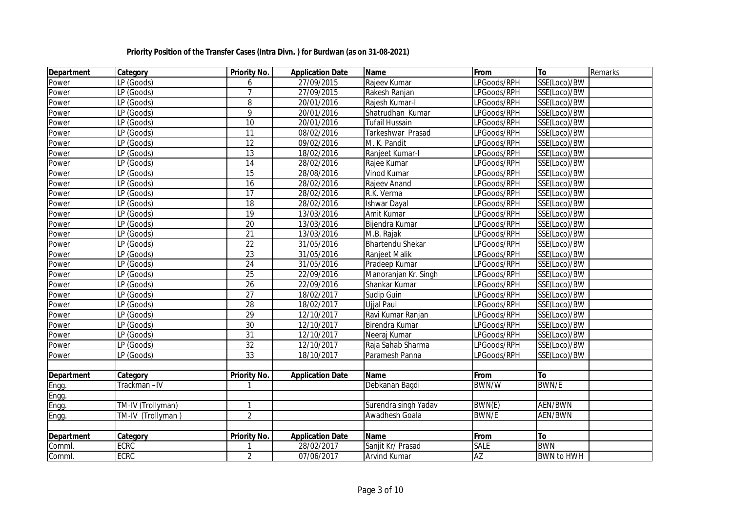**Priority Position of the Transfer Cases (Intra Divn. ) for Burdwan (as on 31-08-2021)**

| Department | Category | Priority No. | Application Date | Name | From | To | Remarks |
|---|---|---|---|---|---|---|---|
| Power | LP (Goods) | 6 | 27/09/2015 | Rajeev Kumar | LPGoods/RPH | SSE(Loco)/BW | |
| Power | LP (Goods) | 7 | 27/09/2015 | Rakesh Ranjan | LPGoods/RPH | SSE(Loco)/BW | |
| Power | LP (Goods) | 8 | 20/01/2016 | Rajesh Kumar-I | LPGoods/RPH | SSE(Loco)/BW | |
| Power | LP (Goods) | 9 | 20/01/2016 | Shatrudhan Kumar | LPGoods/RPH | SSE(Loco)/BW | |
| Power | LP (Goods) | 10 | 20/01/2016 | Tufail Hussain | LPGoods/RPH | SSE(Loco)/BW | |
| Power | LP (Goods) | 11 | 08/02/2016 | Tarkeshwar Prasad | LPGoods/RPH | SSE(Loco)/BW | |
| Power | LP (Goods) | 12 | 09/02/2016 | M. K. Pandit | LPGoods/RPH | SSE(Loco)/BW | |
| Power | LP (Goods) | 13 | 18/02/2016 | Ranjeet Kumar-I | LPGoods/RPH | SSE(Loco)/BW | |
| Power | LP (Goods) | 14 | 28/02/2016 | Rajee Kumar | LPGoods/RPH | SSE(Loco)/BW | |
| Power | LP (Goods) | 15 | 28/08/2016 | Vinod Kumar | LPGoods/RPH | SSE(Loco)/BW | |
| Power | LP (Goods) | 16 | 28/02/2016 | Rajeev Anand | LPGoods/RPH | SSE(Loco)/BW | |
| Power | LP (Goods) | 17 | 28/02/2016 | R.K. Verma | LPGoods/RPH | SSE(Loco)/BW | |
| Power | LP (Goods) | 18 | 28/02/2016 | Ishwar Dayal | LPGoods/RPH | SSE(Loco)/BW | |
| Power | LP (Goods) | 19 | 13/03/2016 | Amit Kumar | LPGoods/RPH | SSE(Loco)/BW | |
| Power | LP (Goods) | 20 | 13/03/2016 | Bijendra Kumar | LPGoods/RPH | SSE(Loco)/BW | |
| Power | LP (Goods) | 21 | 13/03/2016 | M.B. Rajak | LPGoods/RPH | SSE(Loco)/BW | |
| Power | LP (Goods) | 22 | 31/05/2016 | Bhartendu Shekar | LPGoods/RPH | SSE(Loco)/BW | |
| Power | LP (Goods) | 23 | 31/05/2016 | Ranjeet Malik | LPGoods/RPH | SSE(Loco)/BW | |
| Power | LP (Goods) | 24 | 31/05/2016 | Pradeep Kumar | LPGoods/RPH | SSE(Loco)/BW | |
| Power | LP (Goods) | 25 | 22/09/2016 | Manoranjan Kr. Singh | LPGoods/RPH | SSE(Loco)/BW | |
| Power | LP (Goods) | 26 | 22/09/2016 | Shankar Kumar | LPGoods/RPH | SSE(Loco)/BW | |
| Power | LP (Goods) | 27 | 18/02/2017 | Sudip Guin | LPGoods/RPH | SSE(Loco)/BW | |
| Power | LP (Goods) | 28 | 18/02/2017 | Ujjal Paul | LPGoods/RPH | SSE(Loco)/BW | |
| Power | LP (Goods) | 29 | 12/10/2017 | Ravi Kumar Ranjan | LPGoods/RPH | SSE(Loco)/BW | |
| Power | LP (Goods) | 30 | 12/10/2017 | Birendra Kumar | LPGoods/RPH | SSE(Loco)/BW | |
| Power | LP (Goods) | 31 | 12/10/2017 | Neeraj Kumar | LPGoods/RPH | SSE(Loco)/BW | |
| Power | LP (Goods) | 32 | 12/10/2017 | Raja Sahab Sharma | LPGoods/RPH | SSE(Loco)/BW | |
| Power | LP (Goods) | 33 | 18/10/2017 | Paramesh Panna | LPGoods/RPH | SSE(Loco)/BW | |
| | | | | | | | |
| **Department** | **Category** | **Priority No.** | **Application Date** | **Name** | **From** | **To** | |
| Engg. | Trackman –IV | 1 | | Debkanan Bagdi | BWN/W | BWN/E | |
| Engg. | | | | | | | |
| Engg. | TM-IV (Trollyman) | 1 | | Surendra singh Yadav | BWN(E) | AEN/BWN | |
| Engg. | TM-IV (Trollyman ) | 2 | | Awadhesh Goala | BWN/E | AEN/BWN | |
| | | | | | | | |
| **Department** | **Category** | **Priority No.** | **Application Date** | **Name** | **From** | **To** | |
| Comml. | ECRC | 1 | 28/02/2017 | Sanjit Kr/ Prasad | SALE | BWN | |
| Comml. | ECRC | 2 | 07/06/2017 | Arvind Kumar | AZ | BWN to HWH | |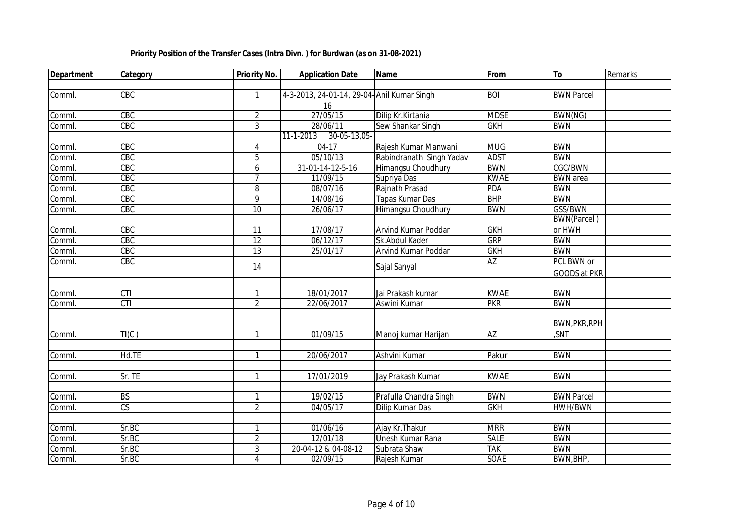**Priority Position of the Transfer Cases (Intra Divn. ) for Burdwan (as on 31-08-2021)**

| Department | Category | Priority No. | Application Date | Name | From | To | Remarks |
|---|---|---|---|---|---|---|---|
| Comml. | CBC | 1 | 4-3-2013, 24-01-14, 29-04-16 | Anil Kumar Singh | BOI | BWN Parcel | |
| Comml. | CBC | 2 | 27/05/15 | Dilip Kr.Kirtania | MDSE | BWN(NG) | |
| Comml. | CBC | 3 | 28/06/11 | Sew Shankar Singh | GKH | BWN | |
| Comml. | CBC | 4 | 11-1-2013 30-05-13,05-04-17 | Rajesh Kumar Manwani | MUG | BWN | |
| Comml. | CBC | 5 | 05/10/13 | Rabindranath Singh Yadav | ADST | BWN | |
| Comml. | CBC | 6 | 31-01-14-12-5-16 | Himangsu Choudhury | BWN | CGC/BWN | |
| Comml. | CBC | 7 | 11/09/15 | Supriya Das | KWAE | BWN area | |
| Comml. | CBC | 8 | 08/07/16 | Rajnath Prasad | PDA | BWN | |
| Comml. | CBC | 9 | 14/08/16 | Tapas Kumar Das | BHP | BWN | |
| Comml. | CBC | 10 | 26/06/17 | Himangsu Choudhury | BWN | GSS/BWN | |
| Comml. | CBC | 11 | 17/08/17 | Arvind Kumar Poddar | GKH | BWN(Parcel ) or HWH | |
| Comml. | CBC | 12 | 06/12/17 | Sk.Abdul Kader | GRP | BWN | |
| Comml. | CBC | 13 | 25/01/17 | Arvind Kumar Poddar | GKH | BWN | |
| Comml. | CBC | 14 | | Sajal Sanyal | AZ | PCL BWN or GOODS at PKR | |
| | | | | | | | |
| Comml. | CTI | 1 | 18/01/2017 | Jai Prakash kumar | KWAE | BWN | |
| Comml. | CTI | 2 | 22/06/2017 | Aswini Kumar | PKR | BWN | |
| | | | | | | | |
| Comml. | TI(C ) | 1 | 01/09/15 | Manoj kumar Harijan | AZ | BWN,PKR,RPH ,SNT | |
| | | | | | | | |
| Comml. | Hd.TE | 1 | 20/06/2017 | Ashvini Kumar | Pakur | BWN | |
| | | | | | | | |
| Comml. | Sr. TE | 1 | 17/01/2019 | Jay Prakash Kumar | KWAE | BWN | |
| | | | | | | | |
| Comml. | BS | 1 | 19/02/15 | Prafulla Chandra Singh | BWN | BWN Parcel | |
| Comml. | CS | 2 | 04/05/17 | Dilip Kumar Das | GKH | HWH/BWN | |
| | | | | | | | |
| Comml. | Sr.BC | 1 | 01/06/16 | Ajay Kr.Thakur | MRR | BWN | |
| Comml. | Sr.BC | 2 | 12/01/18 | Unesh Kumar Rana | SALE | BWN | |
| Comml. | Sr.BC | 3 | 20-04-12 & 04-08-12 | Subrata Shaw | TAK | BWN | |
| Comml. | Sr.BC | 4 | 02/09/15 | Rajesh Kumar | SOAE | BWN,BHP, | |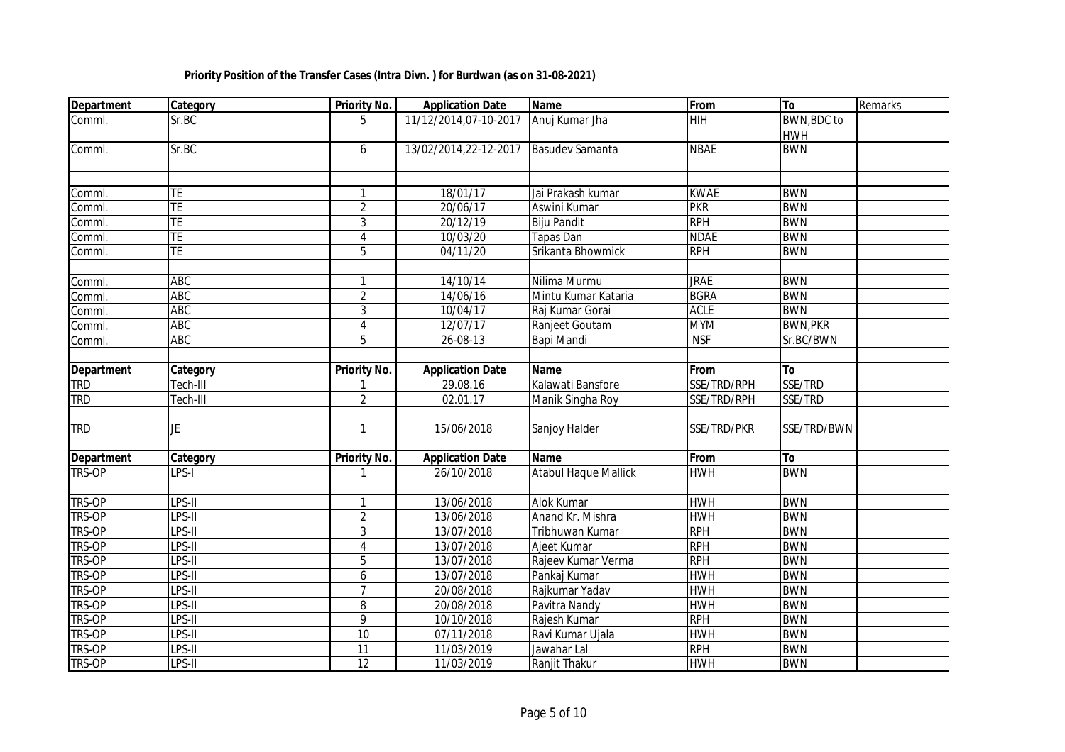**Priority Position of the Transfer Cases (Intra Divn. ) for Burdwan (as on 31-08-2021)**

| Department | Category | Priority No. | Application Date | Name | From | To | Remarks |
|---|---|---|---|---|---|---|---|
| Comml. | Sr.BC | 5 | 11/12/2014,07-10-2017 | Anuj Kumar Jha | HIH | BWN,BDC to HWH | |
| Comml. | Sr.BC | 6 | 13/02/2014,22-12-2017 | Basudev Samanta | NBAE | BWN | |
| | | | | | | | |
| Comml. | TE | 1 | 18/01/17 | Jai Prakash kumar | KWAE | BWN | |
| Comml. | TE | 2 | 20/06/17 | Aswini Kumar | PKR | BWN | |
| Comml. | TE | 3 | 20/12/19 | Biju Pandit | RPH | BWN | |
| Comml. | TE | 4 | 10/03/20 | Tapas Dan | NDAE | BWN | |
| Comml. | TE | 5 | 04/11/20 | Srikanta Bhowmick | RPH | BWN | |
| | | | | | | | |
| Comml. | ABC | 1 | 14/10/14 | Nilima Murmu | JRAE | BWN | |
| Comml. | ABC | 2 | 14/06/16 | Mintu Kumar Kataria | BGRA | BWN | |
| Comml. | ABC | 3 | 10/04/17 | Raj Kumar Gorai | ACLE | BWN | |
| Comml. | ABC | 4 | 12/07/17 | Ranjeet Goutam | MYM | BWN,PKR | |
| Comml. | ABC | 5 | 26-08-13 | Bapi Mandi | NSF | Sr.BC/BWN | |
| | | | | | | | |
| **Department** | **Category** | **Priority No.** | **Application Date** | **Name** | **From** | **To** | |
| TRD | Tech-III | 1 | 29.08.16 | Kalawati Bansfore | SSE/TRD/RPH | SSE/TRD | |
| TRD | Tech-III | 2 | 02.01.17 | Manik Singha Roy | SSE/TRD/RPH | SSE/TRD | |
| | | | | | | | |
| TRD | JE | 1 | 15/06/2018 | Sanjoy Halder | SSE/TRD/PKR | SSE/TRD/BWN | |
| | | | | | | | |
| **Department** | **Category** | **Priority No.** | **Application Date** | **Name** | **From** | **To** | |
| TRS-OP | LPS-I | 1 | 26/10/2018 | Atabul Haque Mallick | HWH | BWN | |
| | | | | | | | |
| TRS-OP | LPS-II | 1 | 13/06/2018 | Alok Kumar | HWH | BWN | |
| TRS-OP | LPS-II | 2 | 13/06/2018 | Anand Kr. Mishra | HWH | BWN | |
| TRS-OP | LPS-II | 3 | 13/07/2018 | Tribhuwan Kumar | RPH | BWN | |
| TRS-OP | LPS-II | 4 | 13/07/2018 | Ajeet Kumar | RPH | BWN | |
| TRS-OP | LPS-II | 5 | 13/07/2018 | Rajeev Kumar Verma | RPH | BWN | |
| TRS-OP | LPS-II | 6 | 13/07/2018 | Pankaj Kumar | HWH | BWN | |
| TRS-OP | LPS-II | 7 | 20/08/2018 | Rajkumar Yadav | HWH | BWN | |
| TRS-OP | LPS-II | 8 | 20/08/2018 | Pavitra Nandy | HWH | BWN | |
| TRS-OP | LPS-II | 9 | 10/10/2018 | Rajesh Kumar | RPH | BWN | |
| TRS-OP | LPS-II | 10 | 07/11/2018 | Ravi Kumar Ujala | HWH | BWN | |
| TRS-OP | LPS-II | 11 | 11/03/2019 | Jawahar Lal | RPH | BWN | |
| TRS-OP | LPS-II | 12 | 11/03/2019 | Ranjit Thakur | HWH | BWN | |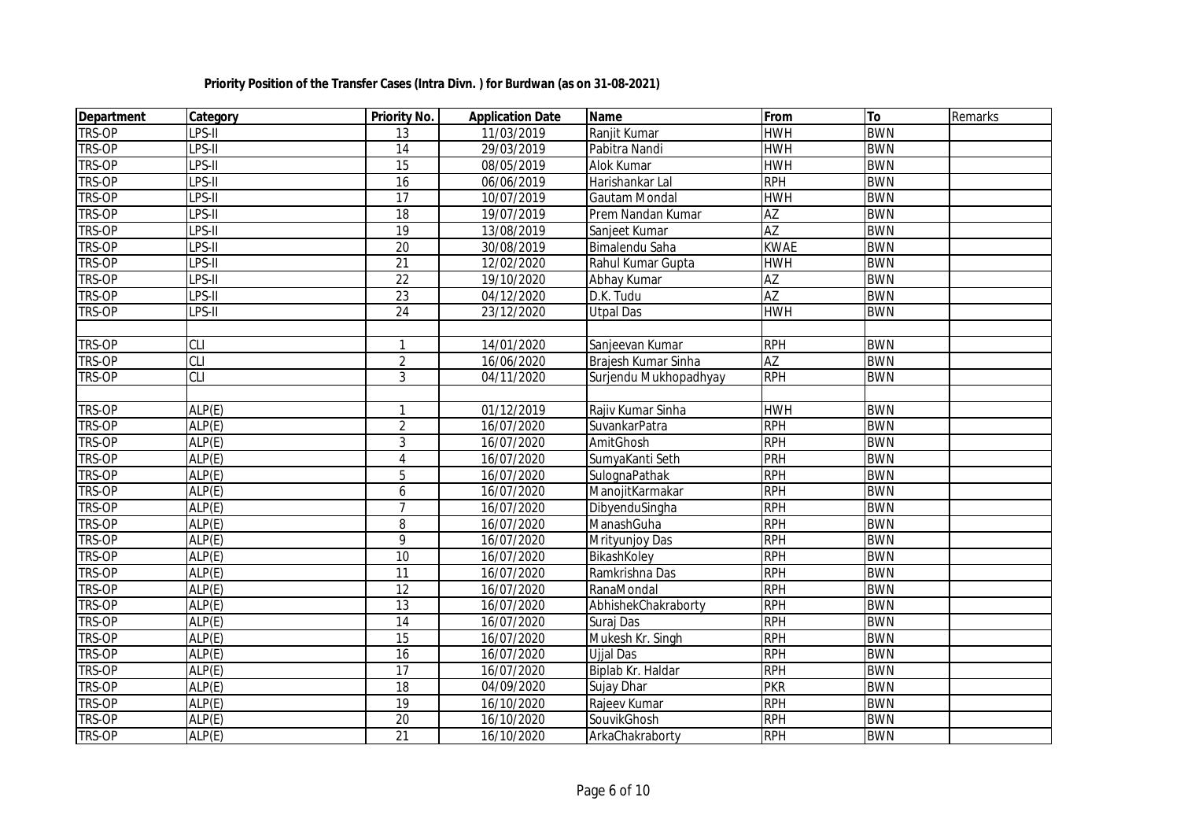**Priority Position of the Transfer Cases (Intra Divn. ) for Burdwan (as on 31-08-2021)**

| Department | Category | Priority No. | Application Date | Name | From | To | Remarks |
|---|---|---|---|---|---|---|---|
| TRS-OP | LPS-II | 13 | 11/03/2019 | Ranjit Kumar | HWH | BWN | |
| TRS-OP | LPS-II | 14 | 29/03/2019 | Pabitra Nandi | HWH | BWN | |
| TRS-OP | LPS-II | 15 | 08/05/2019 | Alok Kumar | HWH | BWN | |
| TRS-OP | LPS-II | 16 | 06/06/2019 | Harishankar Lal | RPH | BWN | |
| TRS-OP | LPS-II | 17 | 10/07/2019 | Gautam Mondal | HWH | BWN | |
| TRS-OP | LPS-II | 18 | 19/07/2019 | Prem Nandan Kumar | AZ | BWN | |
| TRS-OP | LPS-II | 19 | 13/08/2019 | Sanjeet Kumar | AZ | BWN | |
| TRS-OP | LPS-II | 20 | 30/08/2019 | Bimalendu Saha | KWAE | BWN | |
| TRS-OP | LPS-II | 21 | 12/02/2020 | Rahul Kumar Gupta | HWH | BWN | |
| TRS-OP | LPS-II | 22 | 19/10/2020 | Abhay Kumar | AZ | BWN | |
| TRS-OP | LPS-II | 23 | 04/12/2020 | D.K. Tudu | AZ | BWN | |
| TRS-OP | LPS-II | 24 | 23/12/2020 | Utpal Das | HWH | BWN | |
| | | | | | | | |
| TRS-OP | CLI | 1 | 14/01/2020 | Sanjeevan Kumar | RPH | BWN | |
| TRS-OP | CLI | 2 | 16/06/2020 | Brajesh Kumar Sinha | AZ | BWN | |
| TRS-OP | CLI | 3 | 04/11/2020 | Surjendu Mukhopadhyay | RPH | BWN | |
| | | | | | | | |
| TRS-OP | ALP(E) | 1 | 01/12/2019 | Rajiv Kumar Sinha | HWH | BWN | |
| TRS-OP | ALP(E) | 2 | 16/07/2020 | SuvankarPatra | RPH | BWN | |
| TRS-OP | ALP(E) | 3 | 16/07/2020 | AmitGhosh | RPH | BWN | |
| TRS-OP | ALP(E) | 4 | 16/07/2020 | SumyaKanti Seth | PRH | BWN | |
| TRS-OP | ALP(E) | 5 | 16/07/2020 | SulognaPathak | RPH | BWN | |
| TRS-OP | ALP(E) | 6 | 16/07/2020 | ManojitKarmakar | RPH | BWN | |
| TRS-OP | ALP(E) | 7 | 16/07/2020 | DibyenduSingha | RPH | BWN | |
| TRS-OP | ALP(E) | 8 | 16/07/2020 | ManashGuha | RPH | BWN | |
| TRS-OP | ALP(E) | 9 | 16/07/2020 | Mrityunjoy Das | RPH | BWN | |
| TRS-OP | ALP(E) | 10 | 16/07/2020 | BikashKoley | RPH | BWN | |
| TRS-OP | ALP(E) | 11 | 16/07/2020 | Ramkrishna Das | RPH | BWN | |
| TRS-OP | ALP(E) | 12 | 16/07/2020 | RanaMondal | RPH | BWN | |
| TRS-OP | ALP(E) | 13 | 16/07/2020 | AbhishekChakraborty | RPH | BWN | |
| TRS-OP | ALP(E) | 14 | 16/07/2020 | Suraj Das | RPH | BWN | |
| TRS-OP | ALP(E) | 15 | 16/07/2020 | Mukesh Kr. Singh | RPH | BWN | |
| TRS-OP | ALP(E) | 16 | 16/07/2020 | Ujjal Das | RPH | BWN | |
| TRS-OP | ALP(E) | 17 | 16/07/2020 | Biplab Kr. Haldar | RPH | BWN | |
| TRS-OP | ALP(E) | 18 | 04/09/2020 | Sujay Dhar | PKR | BWN | |
| TRS-OP | ALP(E) | 19 | 16/10/2020 | Rajeev Kumar | RPH | BWN | |
| TRS-OP | ALP(E) | 20 | 16/10/2020 | SouvikGhosh | RPH | BWN | |
| TRS-OP | ALP(E) | 21 | 16/10/2020 | ArkaChakraborty | RPH | BWN | |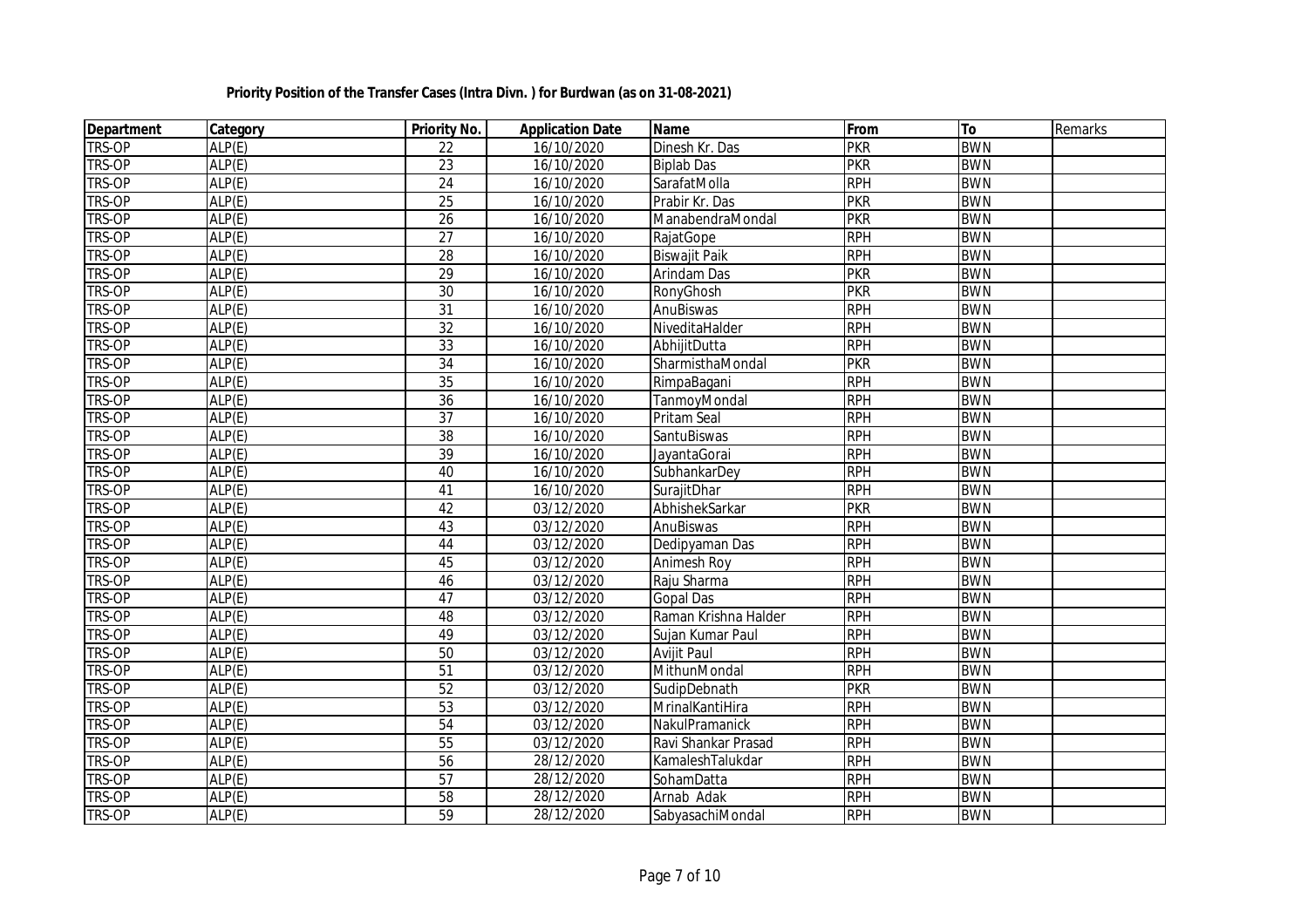**Priority Position of the Transfer Cases (Intra Divn. ) for Burdwan (as on 31-08-2021)**

| Department | Category | Priority No. | Application Date | Name | From | To | Remarks |
|---|---|---|---|---|---|---|---|
| TRS-OP | ALP(E) | 22 | 16/10/2020 | Dinesh Kr. Das | PKR | BWN | |
| TRS-OP | ALP(E) | 23 | 16/10/2020 | Biplab Das | PKR | BWN | |
| TRS-OP | ALP(E) | 24 | 16/10/2020 | SarafatMolla | RPH | BWN | |
| TRS-OP | ALP(E) | 25 | 16/10/2020 | Prabir Kr. Das | PKR | BWN | |
| TRS-OP | ALP(E) | 26 | 16/10/2020 | ManabendraMondal | PKR | BWN | |
| TRS-OP | ALP(E) | 27 | 16/10/2020 | RajatGope | RPH | BWN | |
| TRS-OP | ALP(E) | 28 | 16/10/2020 | Biswajit Paik | RPH | BWN | |
| TRS-OP | ALP(E) | 29 | 16/10/2020 | Arindam Das | PKR | BWN | |
| TRS-OP | ALP(E) | 30 | 16/10/2020 | RonyGhosh | PKR | BWN | |
| TRS-OP | ALP(E) | 31 | 16/10/2020 | AnuBiswas | RPH | BWN | |
| TRS-OP | ALP(E) | 32 | 16/10/2020 | NiveditaHalder | RPH | BWN | |
| TRS-OP | ALP(E) | 33 | 16/10/2020 | AbhijitDutta | RPH | BWN | |
| TRS-OP | ALP(E) | 34 | 16/10/2020 | SharmisthaMondal | PKR | BWN | |
| TRS-OP | ALP(E) | 35 | 16/10/2020 | RimpaBagani | RPH | BWN | |
| TRS-OP | ALP(E) | 36 | 16/10/2020 | TanmoyMondal | RPH | BWN | |
| TRS-OP | ALP(E) | 37 | 16/10/2020 | Pritam Seal | RPH | BWN | |
| TRS-OP | ALP(E) | 38 | 16/10/2020 | SantuBiswas | RPH | BWN | |
| TRS-OP | ALP(E) | 39 | 16/10/2020 | JayantaGorai | RPH | BWN | |
| TRS-OP | ALP(E) | 40 | 16/10/2020 | SubhankarDey | RPH | BWN | |
| TRS-OP | ALP(E) | 41 | 16/10/2020 | SurajitDhar | RPH | BWN | |
| TRS-OP | ALP(E) | 42 | 03/12/2020 | AbhishekSarkar | PKR | BWN | |
| TRS-OP | ALP(E) | 43 | 03/12/2020 | AnuBiswas | RPH | BWN | |
| TRS-OP | ALP(E) | 44 | 03/12/2020 | Dedipyaman Das | RPH | BWN | |
| TRS-OP | ALP(E) | 45 | 03/12/2020 | Animesh Roy | RPH | BWN | |
| TRS-OP | ALP(E) | 46 | 03/12/2020 | Raju Sharma | RPH | BWN | |
| TRS-OP | ALP(E) | 47 | 03/12/2020 | Gopal Das | RPH | BWN | |
| TRS-OP | ALP(E) | 48 | 03/12/2020 | Raman Krishna Halder | RPH | BWN | |
| TRS-OP | ALP(E) | 49 | 03/12/2020 | Sujan Kumar Paul | RPH | BWN | |
| TRS-OP | ALP(E) | 50 | 03/12/2020 | Avijit Paul | RPH | BWN | |
| TRS-OP | ALP(E) | 51 | 03/12/2020 | MithunMondal | RPH | BWN | |
| TRS-OP | ALP(E) | 52 | 03/12/2020 | SudipDebnath | PKR | BWN | |
| TRS-OP | ALP(E) | 53 | 03/12/2020 | MrinalKantiHira | RPH | BWN | |
| TRS-OP | ALP(E) | 54 | 03/12/2020 | NakulPramanick | RPH | BWN | |
| TRS-OP | ALP(E) | 55 | 03/12/2020 | Ravi Shankar Prasad | RPH | BWN | |
| TRS-OP | ALP(E) | 56 | 28/12/2020 | KamaleshTalukdar | RPH | BWN | |
| TRS-OP | ALP(E) | 57 | 28/12/2020 | SohamDatta | RPH | BWN | |
| TRS-OP | ALP(E) | 58 | 28/12/2020 | Arnab Adak | RPH | BWN | |
| TRS-OP | ALP(E) | 59 | 28/12/2020 | SabyasachiMondal | RPH | BWN | |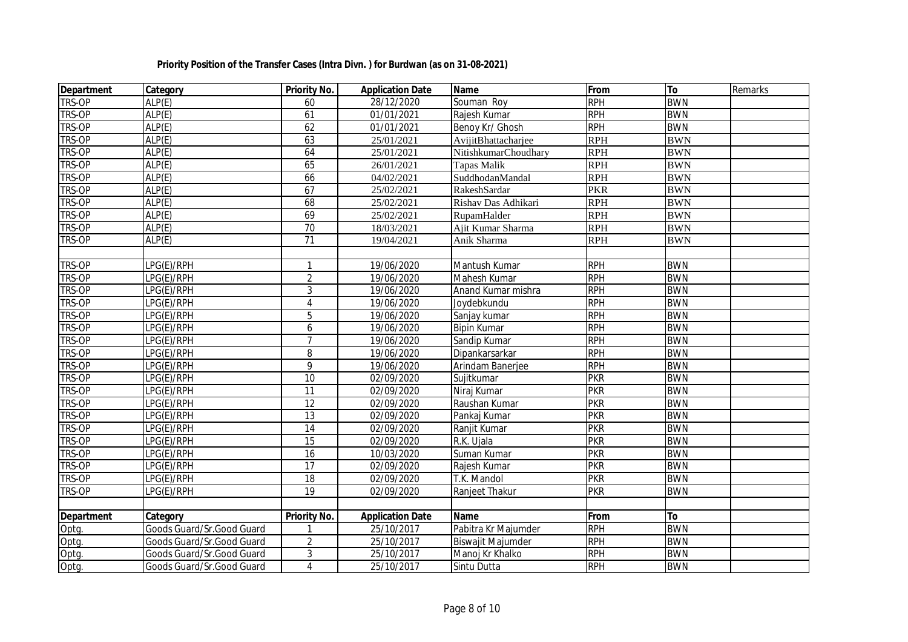## Priority Position of the Transfer Cases (Intra Divn. ) for Burdwan (as on 31-08-2021)

| Department | Category | Priority No. | Application Date | Name | From | To | Remarks |
|---|---|---|---|---|---|---|---|
| TRS-OP | ALP(E) | 60 | 28/12/2020 | Souman Roy | RPH | BWN | |
| TRS-OP | ALP(E) | 61 | 01/01/2021 | Rajesh Kumar | RPH | BWN | |
| TRS-OP | ALP(E) | 62 | 01/01/2021 | Benoy Kr/ Ghosh | RPH | BWN | |
| TRS-OP | ALP(E) | 63 | 25/01/2021 | AvijitBhattacharjee | RPH | BWN | |
| TRS-OP | ALP(E) | 64 | 25/01/2021 | NitishkumarChoudhary | RPH | BWN | |
| TRS-OP | ALP(E) | 65 | 26/01/2021 | Tapas Malik | RPH | BWN | |
| TRS-OP | ALP(E) | 66 | 04/02/2021 | SuddhodanMandal | RPH | BWN | |
| TRS-OP | ALP(E) | 67 | 25/02/2021 | RakeshSardar | PKR | BWN | |
| TRS-OP | ALP(E) | 68 | 25/02/2021 | Rishav Das Adhikari | RPH | BWN | |
| TRS-OP | ALP(E) | 69 | 25/02/2021 | RupamHalder | RPH | BWN | |
| TRS-OP | ALP(E) | 70 | 18/03/2021 | Ajit Kumar Sharma | RPH | BWN | |
| TRS-OP | ALP(E) | 71 | 19/04/2021 | Anik Sharma | RPH | BWN | |
| | | | | | | | |
| TRS-OP | LPG(E)/RPH | 1 | 19/06/2020 | Mantush Kumar | RPH | BWN | |
| TRS-OP | LPG(E)/RPH | 2 | 19/06/2020 | Mahesh Kumar | RPH | BWN | |
| TRS-OP | LPG(E)/RPH | 3 | 19/06/2020 | Anand Kumar mishra | RPH | BWN | |
| TRS-OP | LPG(E)/RPH | 4 | 19/06/2020 | Joydebkundu | RPH | BWN | |
| TRS-OP | LPG(E)/RPH | 5 | 19/06/2020 | Sanjay kumar | RPH | BWN | |
| TRS-OP | LPG(E)/RPH | 6 | 19/06/2020 | Bipin Kumar | RPH | BWN | |
| TRS-OP | LPG(E)/RPH | 7 | 19/06/2020 | Sandip Kumar | RPH | BWN | |
| TRS-OP | LPG(E)/RPH | 8 | 19/06/2020 | Dipankarsarkar | RPH | BWN | |
| TRS-OP | LPG(E)/RPH | 9 | 19/06/2020 | Arindam Banerjee | RPH | BWN | |
| TRS-OP | LPG(E)/RPH | 10 | 02/09/2020 | Sujitkumar | PKR | BWN | |
| TRS-OP | LPG(E)/RPH | 11 | 02/09/2020 | Niraj Kumar | PKR | BWN | |
| TRS-OP | LPG(E)/RPH | 12 | 02/09/2020 | Raushan Kumar | PKR | BWN | |
| TRS-OP | LPG(E)/RPH | 13 | 02/09/2020 | Pankaj Kumar | PKR | BWN | |
| TRS-OP | LPG(E)/RPH | 14 | 02/09/2020 | Ranjit Kumar | PKR | BWN | |
| TRS-OP | LPG(E)/RPH | 15 | 02/09/2020 | R.K. Ujala | PKR | BWN | |
| TRS-OP | LPG(E)/RPH | 16 | 10/03/2020 | Suman Kumar | PKR | BWN | |
| TRS-OP | LPG(E)/RPH | 17 | 02/09/2020 | Rajesh Kumar | PKR | BWN | |
| TRS-OP | LPG(E)/RPH | 18 | 02/09/2020 | T.K. Mandol | PKR | BWN | |
| TRS-OP | LPG(E)/RPH | 19 | 02/09/2020 | Ranjeet Thakur | PKR | BWN | |
| | | | | | | | |
| **Department** | **Category** | **Priority No.** | **Application Date** | **Name** | **From** | **To** | |
| Optg. | Goods Guard/Sr.Good Guard | 1 | 25/10/2017 | Pabitra Kr Majumder | RPH | BWN | |
| Optg. | Goods Guard/Sr.Good Guard | 2 | 25/10/2017 | Biswajit Majumder | RPH | BWN | |
| Optg. | Goods Guard/Sr.Good Guard | 3 | 25/10/2017 | Manoj Kr Khalko | RPH | BWN | |
| Optg. | Goods Guard/Sr.Good Guard | 4 | 25/10/2017 | Sintu Dutta | RPH | BWN | |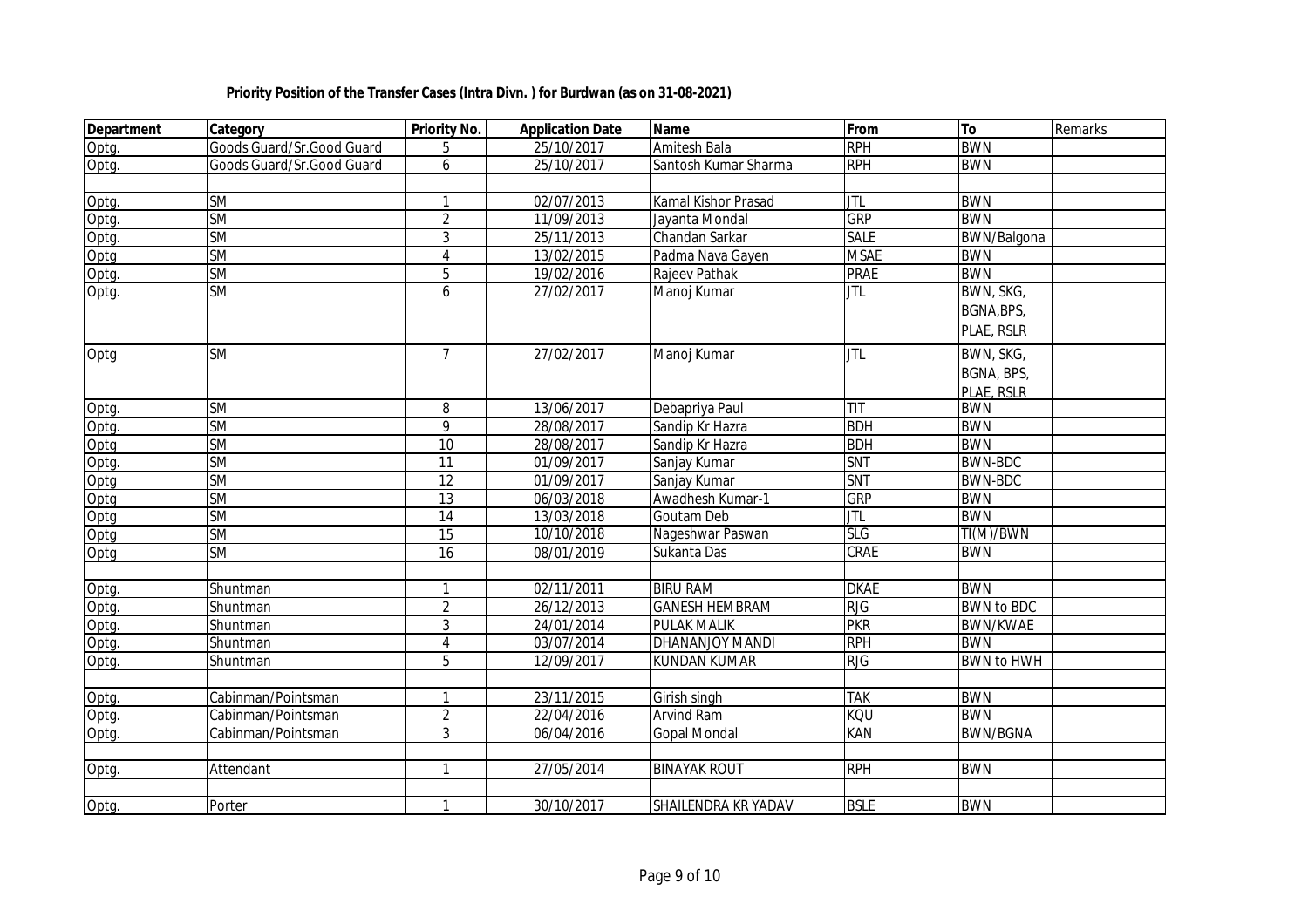**Priority Position of the Transfer Cases (Intra Divn. ) for Burdwan (as on 31-08-2021)**

| Department | Category | Priority No. | Application Date | Name | From | To | Remarks |
|---|---|---|---|---|---|---|---|
| Optg. | Goods Guard/Sr.Good Guard | 5 | 25/10/2017 | Amitesh Bala | RPH | BWN | |
| Optg. | Goods Guard/Sr.Good Guard | 6 | 25/10/2017 | Santosh Kumar Sharma | RPH | BWN | |
| | | | | | | | |
| Optg. | SM | 1 | 02/07/2013 | Kamal Kishor Prasad | JTL | BWN | |
| Optg. | SM | 2 | 11/09/2013 | Jayanta Mondal | GRP | BWN | |
| Optg. | SM | 3 | 25/11/2013 | Chandan Sarkar | SALE | BWN/Balgona | |
| Optg | SM | 4 | 13/02/2015 | Padma Nava Gayen | MSAE | BWN | |
| Optg. | SM | 5 | 19/02/2016 | Rajeev Pathak | PRAE | BWN | |
| Optg. | SM | 6 | 27/02/2017 | Manoj Kumar | JTL | BWN, SKG, BGNA,BPS, PLAE, RSLR | |
| Optg | SM | 7 | 27/02/2017 | Manoj Kumar | JTL | BWN, SKG, BGNA, BPS, PLAE, RSLR | |
| Optg. | SM | 8 | 13/06/2017 | Debapriya Paul | TIT | BWN | |
| Optg. | SM | 9 | 28/08/2017 | Sandip Kr Hazra | BDH | BWN | |
| Optg | SM | 10 | 28/08/2017 | Sandip Kr Hazra | BDH | BWN | |
| Optg. | SM | 11 | 01/09/2017 | Sanjay Kumar | SNT | BWN-BDC | |
| Optg | SM | 12 | 01/09/2017 | Sanjay Kumar | SNT | BWN-BDC | |
| Optg | SM | 13 | 06/03/2018 | Awadhesh Kumar-1 | GRP | BWN | |
| Optg | SM | 14 | 13/03/2018 | Goutam Deb | JTL | BWN | |
| Optg | SM | 15 | 10/10/2018 | Nageshwar Paswan | SLG | TI(M)/BWN | |
| Optg | SM | 16 | 08/01/2019 | Sukanta Das | CRAE | BWN | |
| | | | | | | | |
| Optg. | Shuntman | 1 | 02/11/2011 | BIRU RAM | DKAE | BWN | |
| Optg. | Shuntman | 2 | 26/12/2013 | GANESH HEMBRAM | RJG | BWN to BDC | |
| Optg. | Shuntman | 3 | 24/01/2014 | PULAK MALIK | PKR | BWN/KWAE | |
| Optg. | Shuntman | 4 | 03/07/2014 | DHANANJOY MANDI | RPH | BWN | |
| Optg. | Shuntman | 5 | 12/09/2017 | KUNDAN KUMAR | RJG | BWN to HWH | |
| | | | | | | | |
| Optg. | Cabinman/Pointsman | 1 | 23/11/2015 | Girish singh | TAK | BWN | |
| Optg. | Cabinman/Pointsman | 2 | 22/04/2016 | Arvind Ram | KQU | BWN | |
| Optg. | Cabinman/Pointsman | 3 | 06/04/2016 | Gopal Mondal | KAN | BWN/BGNA | |
| | | | | | | | |
| Optg. | Attendant | 1 | 27/05/2014 | BINAYAK ROUT | RPH | BWN | |
| | | | | | | | |
| Optg. | Porter | 1 | 30/10/2017 | SHAILENDRA KR YADAV | BSLE | BWN | |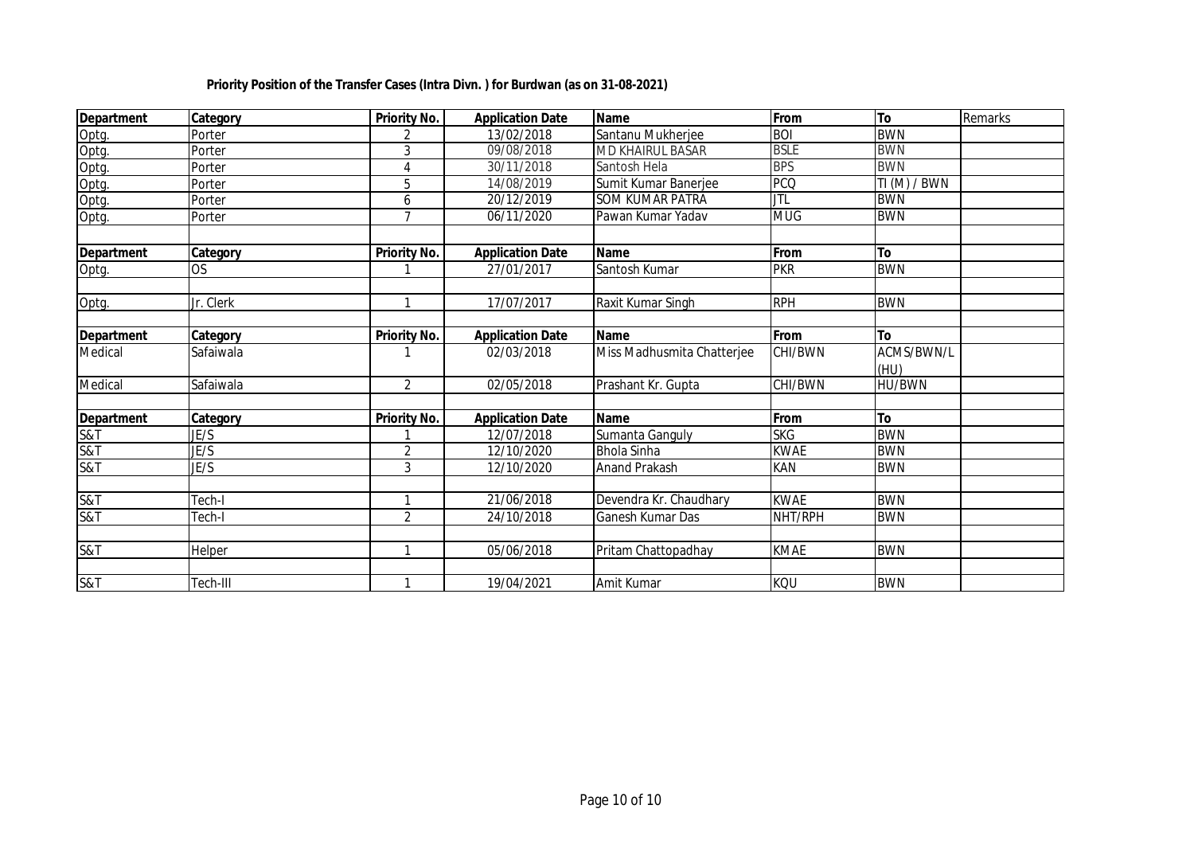**Priority Position of the Transfer Cases (Intra Divn. ) for Burdwan (as on 31-08-2021)**

| Department | Category | Priority No. | Application Date | Name | From | To | Remarks |
|---|---|---|---|---|---|---|---|
| Optg. | Porter | 2 | 13/02/2018 | Santanu Mukherjee | BOI | BWN | |
| Optg. | Porter | 3 | 09/08/2018 | MD KHAIRUL BASAR | BSLE | BWN | |
| Optg. | Porter | 4 | 30/11/2018 | Santosh Hela | BPS | BWN | |
| Optg. | Porter | 5 | 14/08/2019 | Sumit Kumar Banerjee | PCQ | TI (M) / BWN | |
| Optg. | Porter | 6 | 20/12/2019 | SOM KUMAR PATRA | JTL | BWN | |
| Optg. | Porter | 7 | 06/11/2020 | Pawan Kumar Yadav | MUG | BWN | |
| | | | | | | | |
| **Department** | **Category** | **Priority No.** | **Application Date** | **Name** | **From** | **To** | |
| Optg. | OS | 1 | 27/01/2017 | Santosh Kumar | PKR | BWN | |
| | | | | | | | |
| Optg. | Jr. Clerk | 1 | 17/07/2017 | Raxit Kumar Singh | RPH | BWN | |
| | | | | | | | |
| **Department** | **Category** | **Priority No.** | **Application Date** | **Name** | **From** | **To** | |
| Medical | Safaiwala | 1 | 02/03/2018 | Miss Madhusmita Chatterjee | CHI/BWN | ACMS/BWN/L (HU) | |
| Medical | Safaiwala | 2 | 02/05/2018 | Prashant Kr. Gupta | CHI/BWN | HU/BWN | |
| | | | | | | | |
| **Department** | **Category** | **Priority No.** | **Application Date** | **Name** | **From** | **To** | |
| S&T | JE/S | 1 | 12/07/2018 | Sumanta Ganguly | SKG | BWN | |
| S&T | JE/S | 2 | 12/10/2020 | Bhola Sinha | KWAE | BWN | |
| S&T | JE/S | 3 | 12/10/2020 | Anand Prakash | KAN | BWN | |
| | | | | | | | |
| S&T | Tech-I | 1 | 21/06/2018 | Devendra Kr. Chaudhary | KWAE | BWN | |
| S&T | Tech-I | 2 | 24/10/2018 | Ganesh Kumar Das | NHT/RPH | BWN | |
| | | | | | | | |
| S&T | Helper | 1 | 05/06/2018 | Pritam Chattopadhay | KMAE | BWN | |
| | | | | | | | |
| S&T | Tech-III | 1 | 19/04/2021 | Amit Kumar | KQU | BWN | |